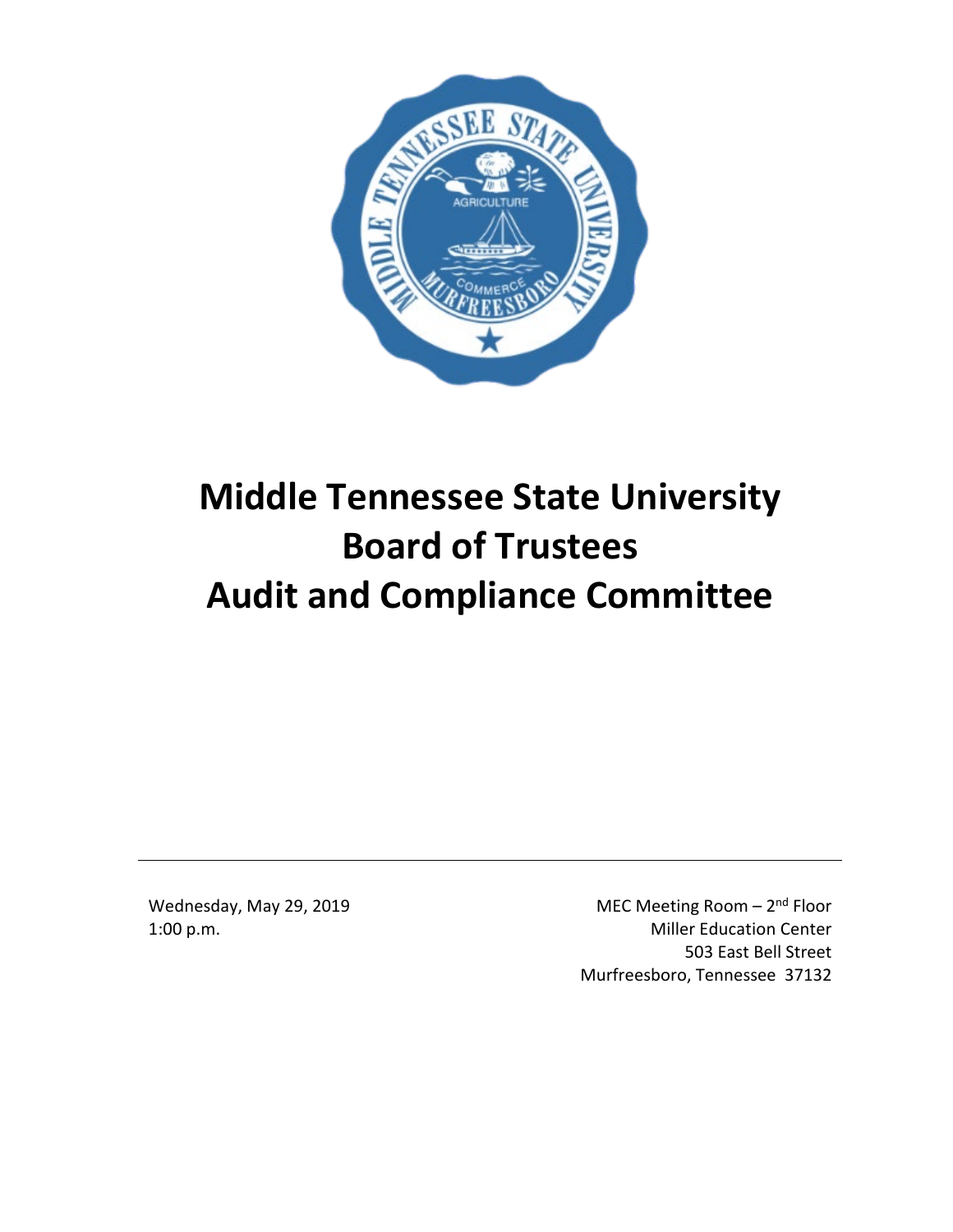# Middle Tennessee State University Board of Trustees Audit and Compliance Committee

Wednesday, May 29, 2019
1:00 p.m.

MEC Meeting Room – 2nd Floor
Miller Education Center
503 East Bell Street
Murfreesboro, Tennessee 37132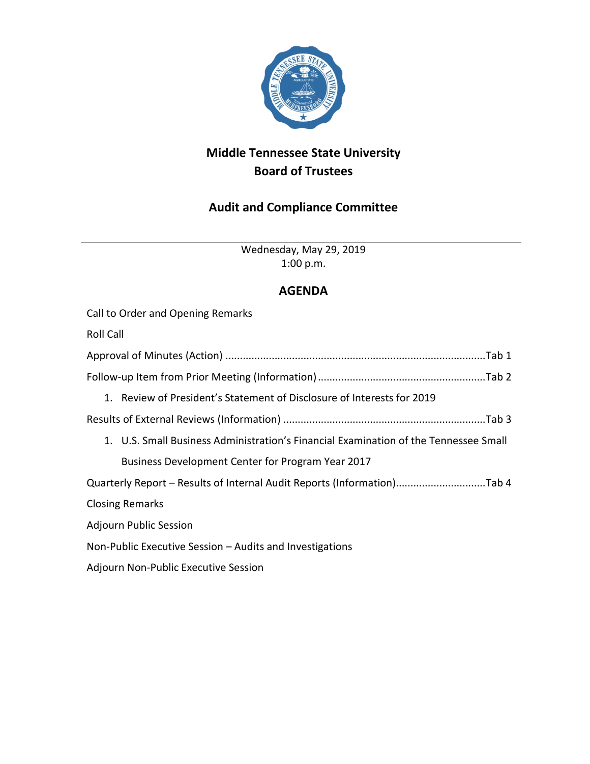# Middle Tennessee State University
# Board of Trustees

## Audit and Compliance Committee

---

Wednesday, May 29, 2019
1:00 p.m.

## AGENDA

Call to Order and Opening Remarks

Roll Call

Approval of Minutes (Action) ........................................................................................Tab 1

Follow-up Item from Prior Meeting (Information) .........................................................Tab 2

1. Review of President's Statement of Disclosure of Interests for 2019

Results of External Reviews (Information) ....................................................................Tab 3

1. U.S. Small Business Administration's Financial Examination of the Tennessee Small Business Development Center for Program Year 2017

Quarterly Report – Results of Internal Audit Reports (Information)..............................Tab 4

Closing Remarks

Adjourn Public Session

Non-Public Executive Session – Audits and Investigations

Adjourn Non-Public Executive Session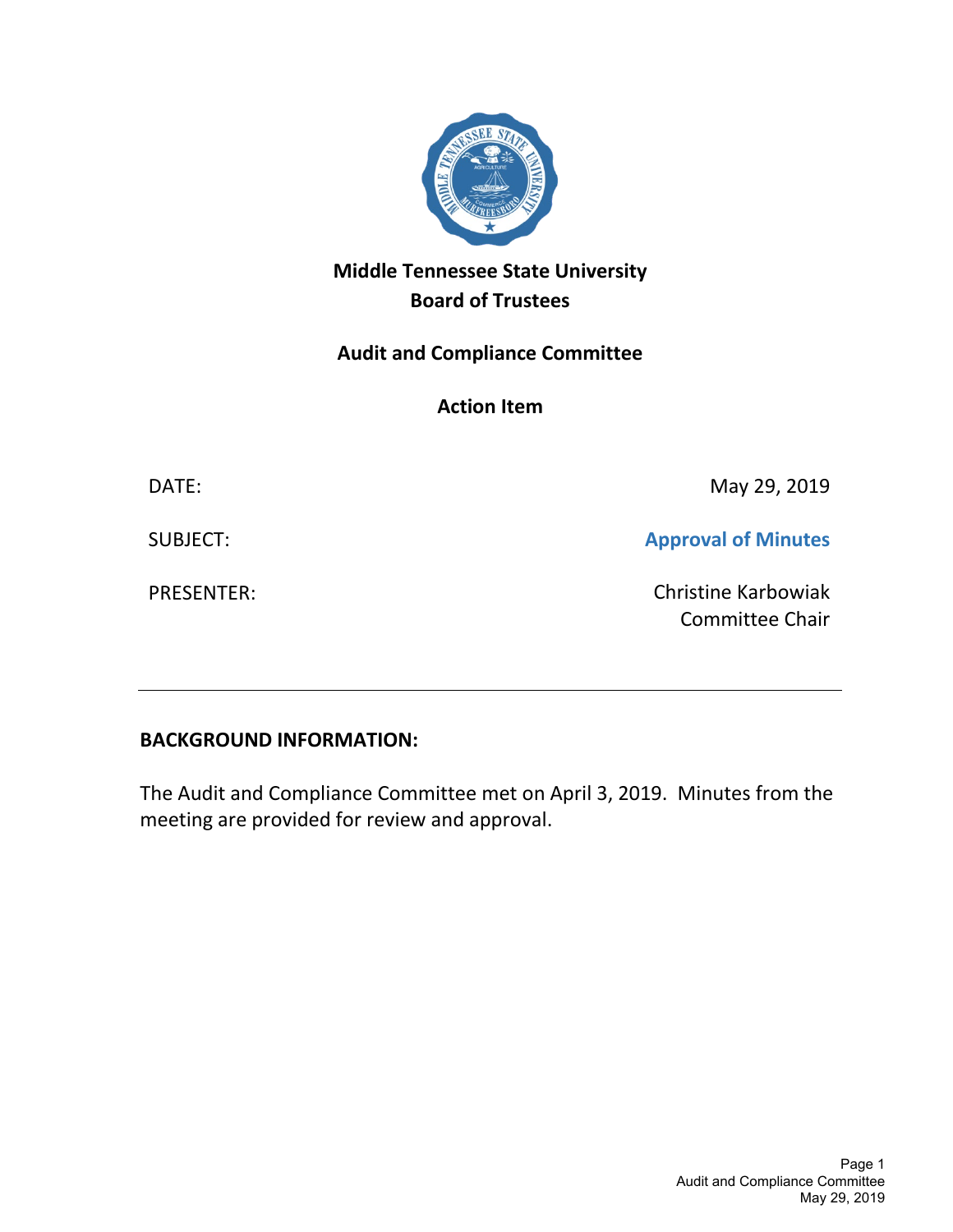# Middle Tennessee State University
# Board of Trustees

## Audit and Compliance Committee

## Action Item

| | |
|---|---|
| DATE: | May 29, 2019 |
| SUBJECT: | **Approval of Minutes** |
| PRESENTER: | Christine Karbowiak<br>Committee Chair |

---

**BACKGROUND INFORMATION:**

The Audit and Compliance Committee met on April 3, 2019. Minutes from the meeting are provided for review and approval.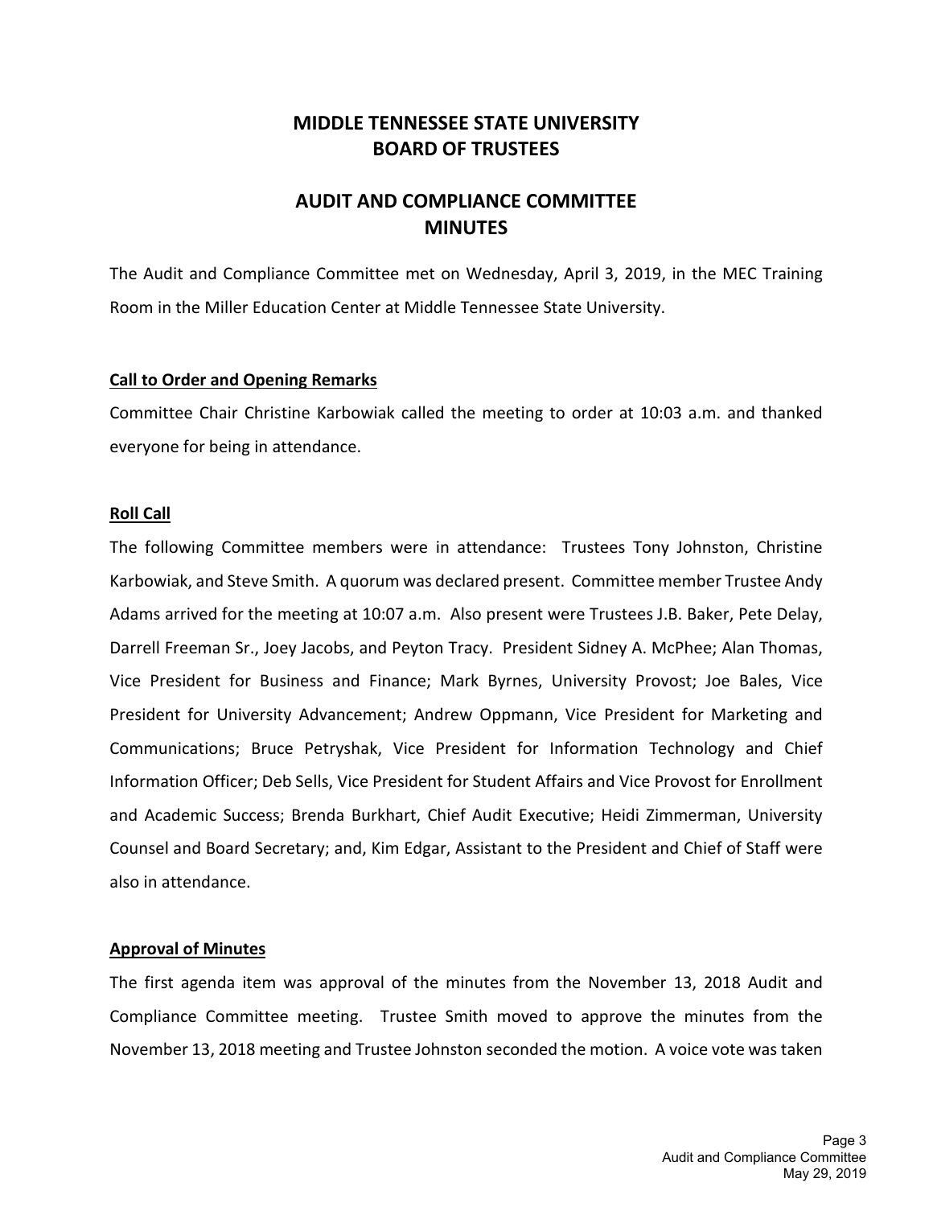# MIDDLE TENNESSEE STATE UNIVERSITY
# BOARD OF TRUSTEES

## AUDIT AND COMPLIANCE COMMITTEE
## MINUTES

The Audit and Compliance Committee met on Wednesday, April 3, 2019, in the MEC Training Room in the Miller Education Center at Middle Tennessee State University.

**Call to Order and Opening Remarks**

Committee Chair Christine Karbowiak called the meeting to order at 10:03 a.m. and thanked everyone for being in attendance.

**Roll Call**

The following Committee members were in attendance: Trustees Tony Johnston, Christine Karbowiak, and Steve Smith. A quorum was declared present. Committee member Trustee Andy Adams arrived for the meeting at 10:07 a.m. Also present were Trustees J.B. Baker, Pete Delay, Darrell Freeman Sr., Joey Jacobs, and Peyton Tracy. President Sidney A. McPhee; Alan Thomas, Vice President for Business and Finance; Mark Byrnes, University Provost; Joe Bales, Vice President for University Advancement; Andrew Oppmann, Vice President for Marketing and Communications; Bruce Petryshak, Vice President for Information Technology and Chief Information Officer; Deb Sells, Vice President for Student Affairs and Vice Provost for Enrollment and Academic Success; Brenda Burkhart, Chief Audit Executive; Heidi Zimmerman, University Counsel and Board Secretary; and, Kim Edgar, Assistant to the President and Chief of Staff were also in attendance.

**Approval of Minutes**

The first agenda item was approval of the minutes from the November 13, 2018 Audit and Compliance Committee meeting. Trustee Smith moved to approve the minutes from the November 13, 2018 meeting and Trustee Johnston seconded the motion. A voice vote was taken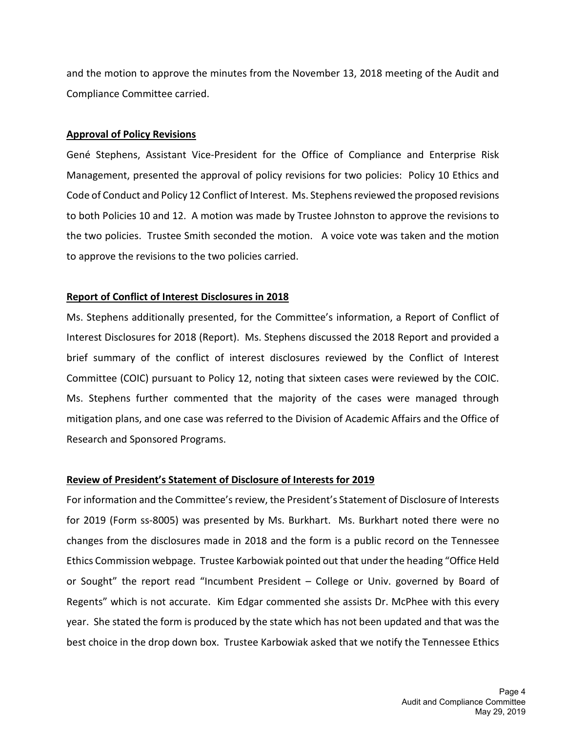and the motion to approve the minutes from the November 13, 2018 meeting of the Audit and Compliance Committee carried.

**Approval of Policy Revisions**

Gené Stephens, Assistant Vice-President for the Office of Compliance and Enterprise Risk Management, presented the approval of policy revisions for two policies: Policy 10 Ethics and Code of Conduct and Policy 12 Conflict of Interest. Ms. Stephens reviewed the proposed revisions to both Policies 10 and 12. A motion was made by Trustee Johnston to approve the revisions to the two policies. Trustee Smith seconded the motion. A voice vote was taken and the motion to approve the revisions to the two policies carried.

**Report of Conflict of Interest Disclosures in 2018**

Ms. Stephens additionally presented, for the Committee's information, a Report of Conflict of Interest Disclosures for 2018 (Report). Ms. Stephens discussed the 2018 Report and provided a brief summary of the conflict of interest disclosures reviewed by the Conflict of Interest Committee (COIC) pursuant to Policy 12, noting that sixteen cases were reviewed by the COIC. Ms. Stephens further commented that the majority of the cases were managed through mitigation plans, and one case was referred to the Division of Academic Affairs and the Office of Research and Sponsored Programs.

**Review of President's Statement of Disclosure of Interests for 2019**

For information and the Committee's review, the President's Statement of Disclosure of Interests for 2019 (Form ss-8005) was presented by Ms. Burkhart. Ms. Burkhart noted there were no changes from the disclosures made in 2018 and the form is a public record on the Tennessee Ethics Commission webpage. Trustee Karbowiak pointed out that under the heading "Office Held or Sought" the report read "Incumbent President – College or Univ. governed by Board of Regents" which is not accurate. Kim Edgar commented she assists Dr. McPhee with this every year. She stated the form is produced by the state which has not been updated and that was the best choice in the drop down box. Trustee Karbowiak asked that we notify the Tennessee Ethics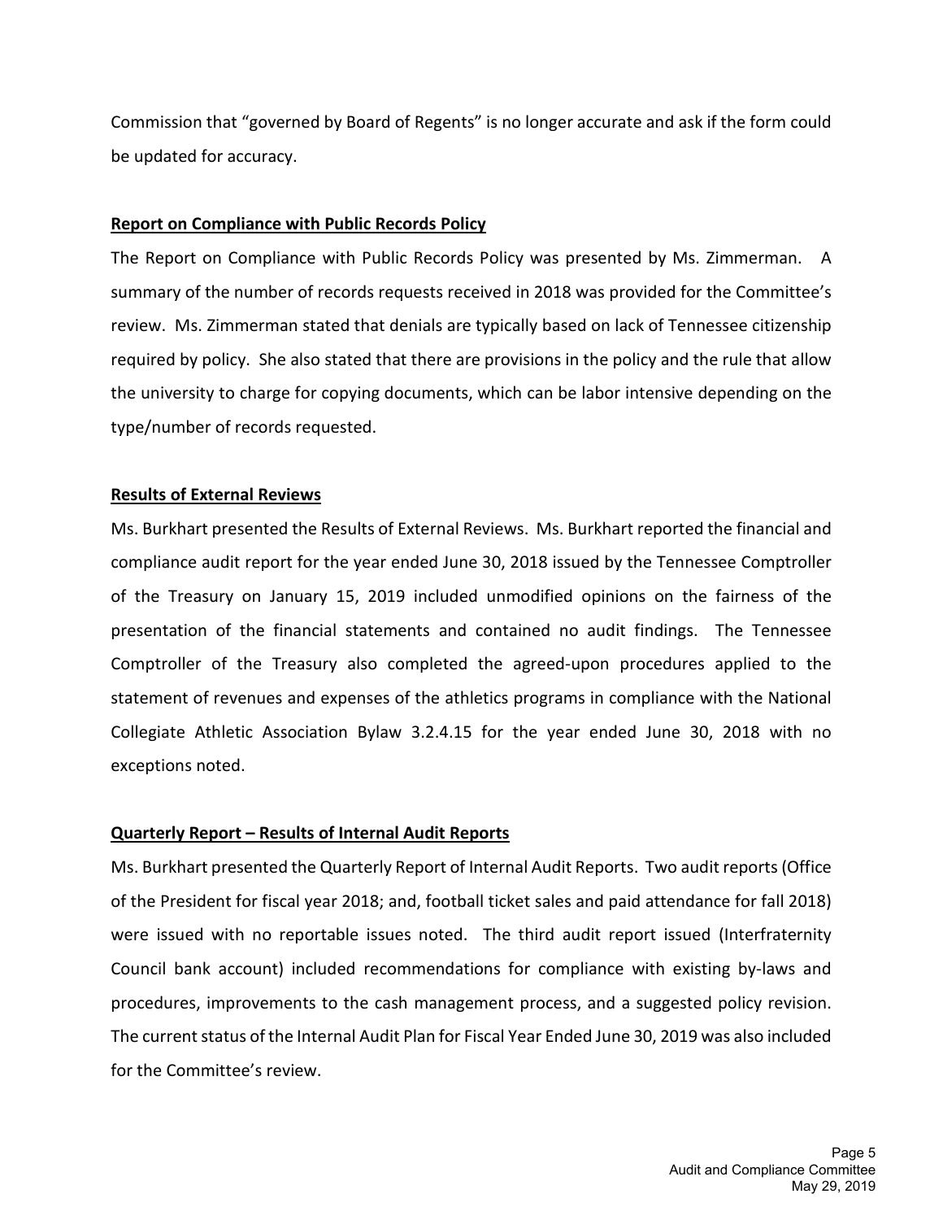Commission that "governed by Board of Regents" is no longer accurate and ask if the form could be updated for accuracy.

**Report on Compliance with Public Records Policy**

The Report on Compliance with Public Records Policy was presented by Ms. Zimmerman. A summary of the number of records requests received in 2018 was provided for the Committee's review. Ms. Zimmerman stated that denials are typically based on lack of Tennessee citizenship required by policy. She also stated that there are provisions in the policy and the rule that allow the university to charge for copying documents, which can be labor intensive depending on the type/number of records requested.

**Results of External Reviews**

Ms. Burkhart presented the Results of External Reviews. Ms. Burkhart reported the financial and compliance audit report for the year ended June 30, 2018 issued by the Tennessee Comptroller of the Treasury on January 15, 2019 included unmodified opinions on the fairness of the presentation of the financial statements and contained no audit findings. The Tennessee Comptroller of the Treasury also completed the agreed-upon procedures applied to the statement of revenues and expenses of the athletics programs in compliance with the National Collegiate Athletic Association Bylaw 3.2.4.15 for the year ended June 30, 2018 with no exceptions noted.

**Quarterly Report – Results of Internal Audit Reports**

Ms. Burkhart presented the Quarterly Report of Internal Audit Reports. Two audit reports (Office of the President for fiscal year 2018; and, football ticket sales and paid attendance for fall 2018) were issued with no reportable issues noted. The third audit report issued (Interfraternity Council bank account) included recommendations for compliance with existing by-laws and procedures, improvements to the cash management process, and a suggested policy revision. The current status of the Internal Audit Plan for Fiscal Year Ended June 30, 2019 was also included for the Committee's review.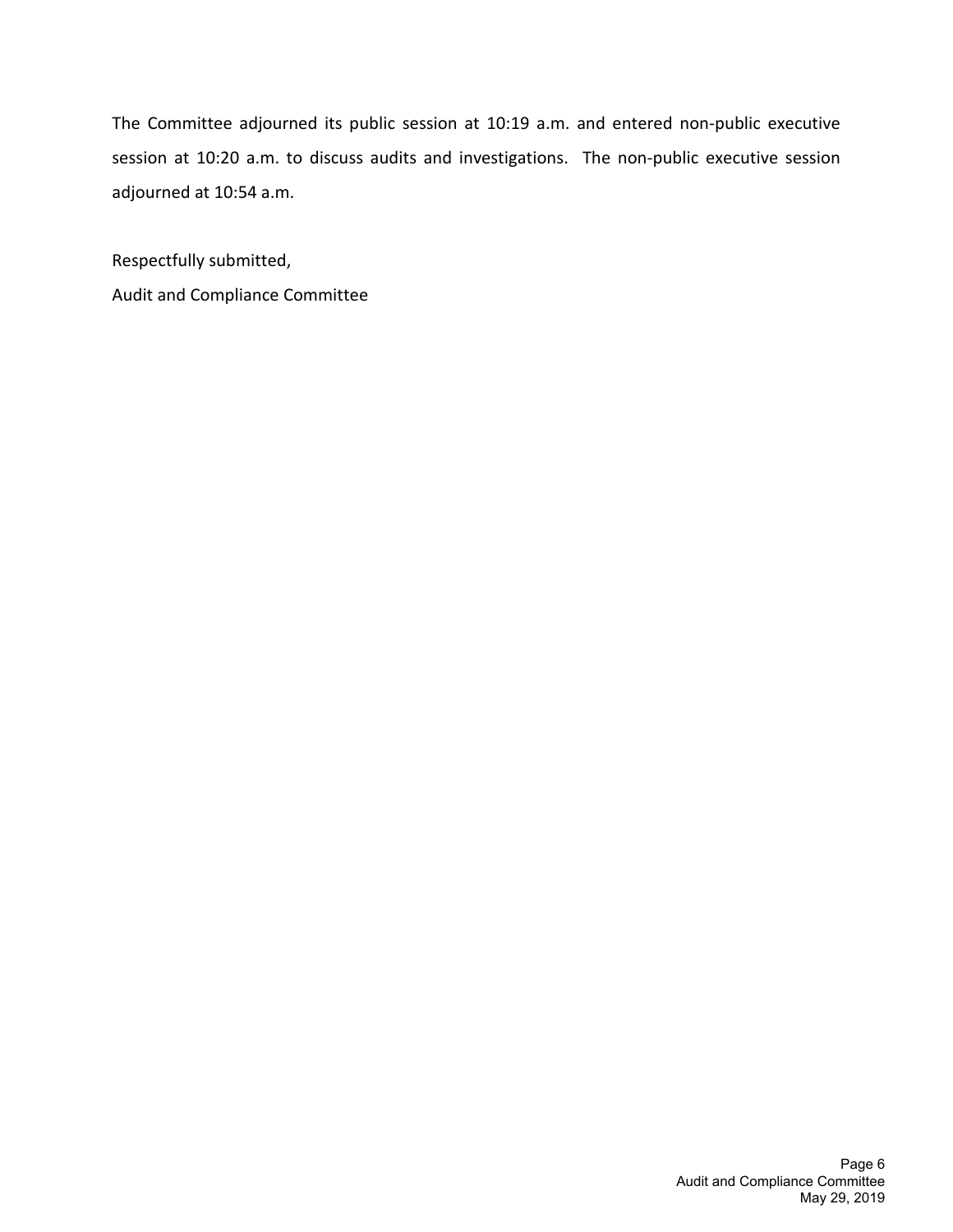The Committee adjourned its public session at 10:19 a.m. and entered non-public executive session at 10:20 a.m. to discuss audits and investigations. The non-public executive session adjourned at 10:54 a.m.

Respectfully submitted,
Audit and Compliance Committee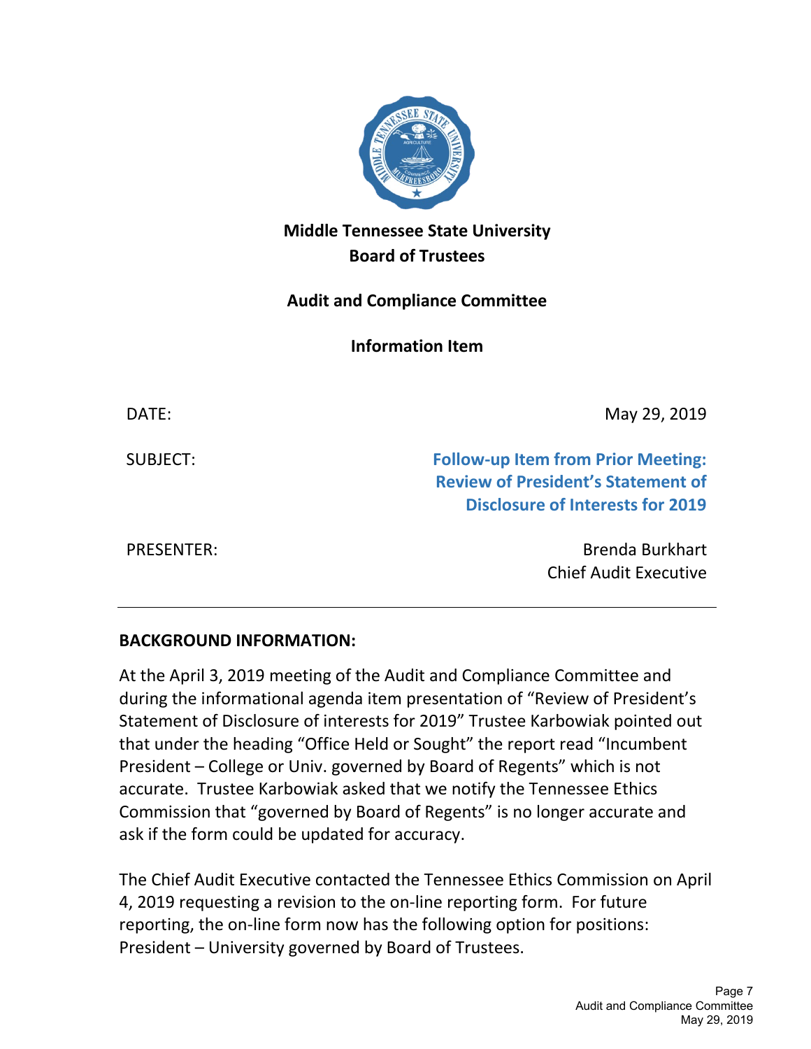**Middle Tennessee State University**
**Board of Trustees**

**Audit and Compliance Committee**

**Information Item**

| | |
|---|---|
| DATE: | May 29, 2019 |
| SUBJECT: | **Follow-up Item from Prior Meeting: Review of President's Statement of Disclosure of Interests for 2019** |
| PRESENTER: | Brenda Burkhart<br>Chief Audit Executive |

---

**BACKGROUND INFORMATION:**

At the April 3, 2019 meeting of the Audit and Compliance Committee and during the informational agenda item presentation of "Review of President's Statement of Disclosure of interests for 2019" Trustee Karbowiak pointed out that under the heading "Office Held or Sought" the report read "Incumbent President – College or Univ. governed by Board of Regents" which is not accurate. Trustee Karbowiak asked that we notify the Tennessee Ethics Commission that "governed by Board of Regents" is no longer accurate and ask if the form could be updated for accuracy.

The Chief Audit Executive contacted the Tennessee Ethics Commission on April 4, 2019 requesting a revision to the on-line reporting form. For future reporting, the on-line form now has the following option for positions: President – University governed by Board of Trustees.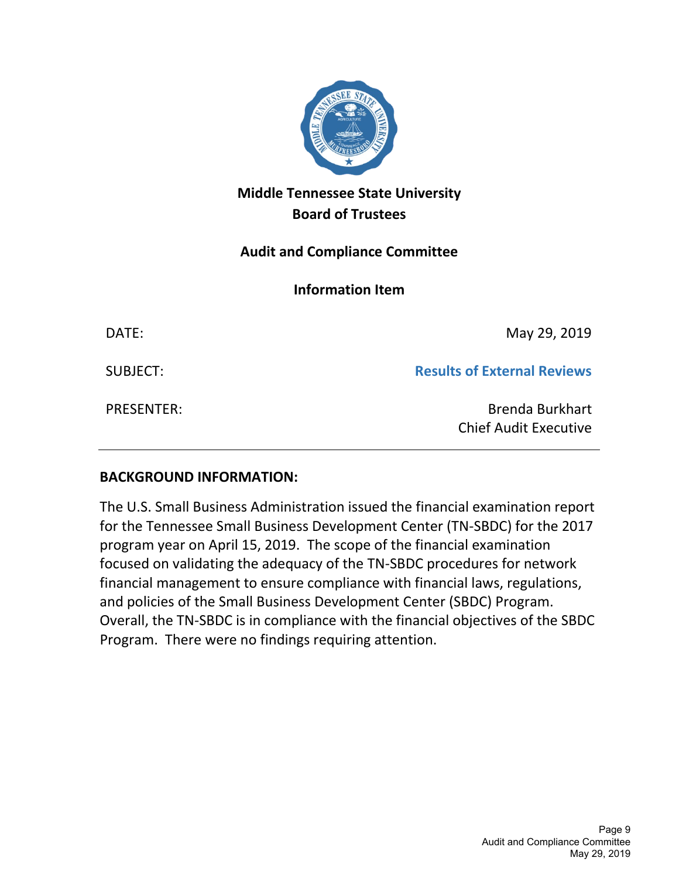# Middle Tennessee State University
# Board of Trustees

## Audit and Compliance Committee

## Information Item

| | |
|---|---|
| DATE: | May 29, 2019 |
| SUBJECT: | **Results of External Reviews** |
| PRESENTER: | Brenda Burkhart<br>Chief Audit Executive |

---

**BACKGROUND INFORMATION:**

The U.S. Small Business Administration issued the financial examination report for the Tennessee Small Business Development Center (TN-SBDC) for the 2017 program year on April 15, 2019. The scope of the financial examination focused on validating the adequacy of the TN-SBDC procedures for network financial management to ensure compliance with financial laws, regulations, and policies of the Small Business Development Center (SBDC) Program. Overall, the TN-SBDC is in compliance with the financial objectives of the SBDC Program. There were no findings requiring attention.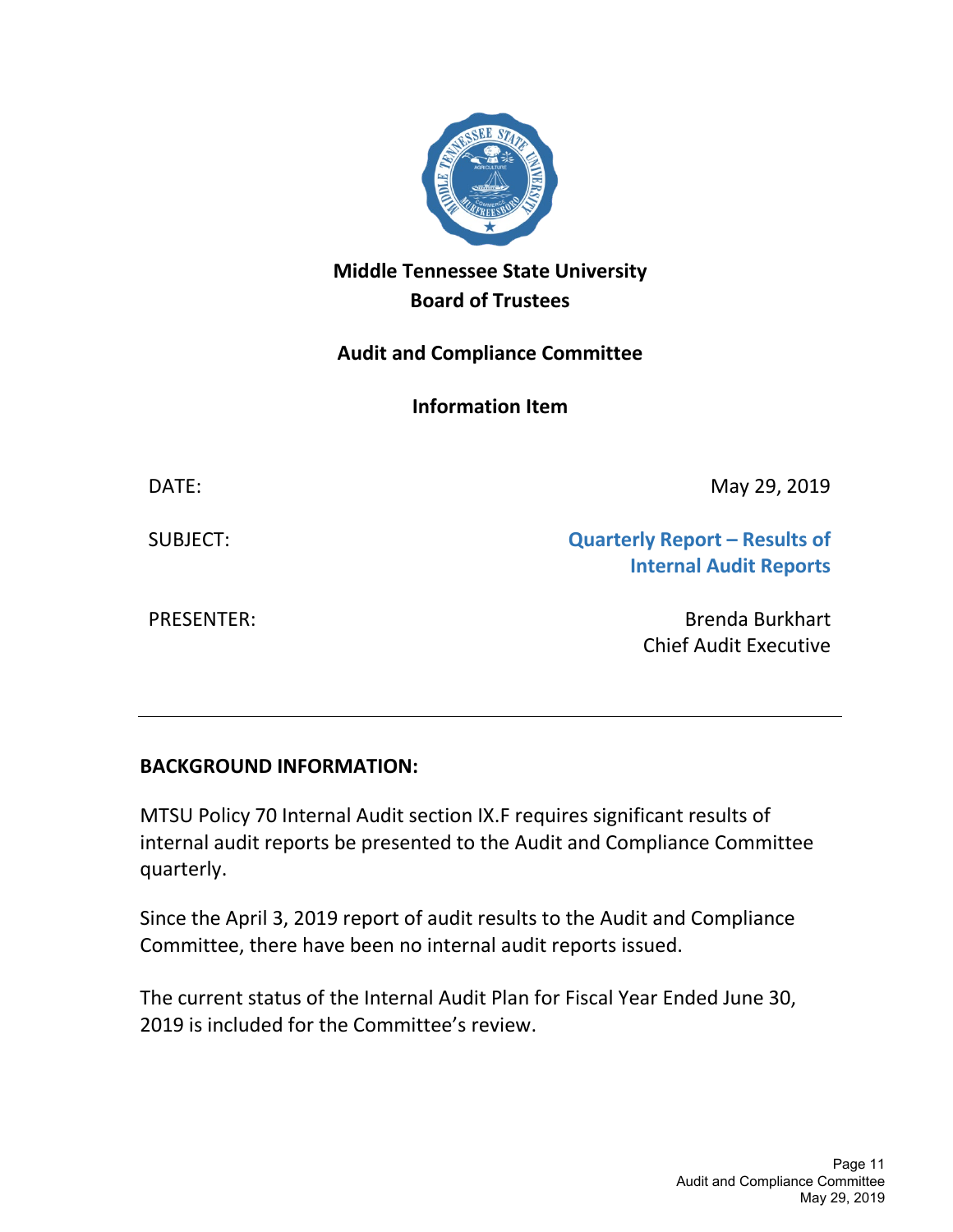**Middle Tennessee State University**
**Board of Trustees**

**Audit and Compliance Committee**

**Information Item**

| | |
|---|---|
| DATE: | May 29, 2019 |
| SUBJECT: | **Quarterly Report – Results of Internal Audit Reports** |
| PRESENTER: | Brenda Burkhart<br>Chief Audit Executive |

---

**BACKGROUND INFORMATION:**

MTSU Policy 70 Internal Audit section IX.F requires significant results of internal audit reports be presented to the Audit and Compliance Committee quarterly.

Since the April 3, 2019 report of audit results to the Audit and Compliance Committee, there have been no internal audit reports issued.

The current status of the Internal Audit Plan for Fiscal Year Ended June 30, 2019 is included for the Committee's review.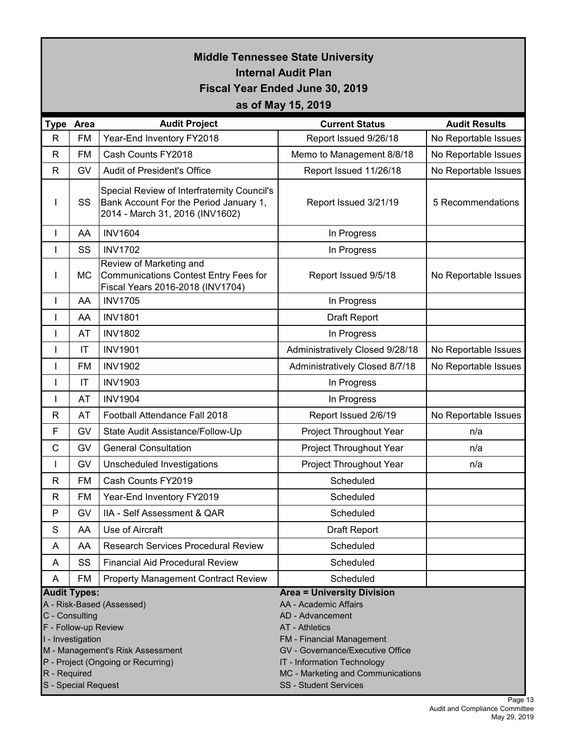# Middle Tennessee State University
## Internal Audit Plan
## Fiscal Year Ended June 30, 2019
## as of May 15, 2019

| Type | Area | Audit Project | Current Status | Audit Results |
|---|---|---|---|---|
| R | FM | Year-End Inventory FY2018 | Report Issued 9/26/18 | No Reportable Issues |
| R | FM | Cash Counts FY2018 | Memo to Management 8/8/18 | No Reportable Issues |
| R | GV | Audit of President's Office | Report Issued 11/26/18 | No Reportable Issues |
| I | SS | Special Review of Interfraternity Council's Bank Account For the Period January 1, 2014 - March 31, 2016 (INV1602) | Report Issued 3/21/19 | 5 Recommendations |
| I | AA | INV1604 | In Progress | |
| I | SS | INV1702 | In Progress | |
| I | MC | Review of Marketing and Communications Contest Entry Fees for Fiscal Years 2016-2018 (INV1704) | Report Issued 9/5/18 | No Reportable Issues |
| I | AA | INV1705 | In Progress | |
| I | AA | INV1801 | Draft Report | |
| I | AT | INV1802 | In Progress | |
| I | IT | INV1901 | Administratively Closed 9/28/18 | No Reportable Issues |
| I | FM | INV1902 | Administratively Closed 8/7/18 | No Reportable Issues |
| I | IT | INV1903 | In Progress | |
| I | AT | INV1904 | In Progress | |
| R | AT | Football Attendance Fall 2018 | Report Issued 2/6/19 | No Reportable Issues |
| F | GV | State Audit Assistance/Follow-Up | Project Throughout Year | n/a |
| C | GV | General Consultation | Project Throughout Year | n/a |
| I | GV | Unscheduled Investigations | Project Throughout Year | n/a |
| R | FM | Cash Counts FY2019 | Scheduled | |
| R | FM | Year-End Inventory FY2019 | Scheduled | |
| P | GV | IIA - Self Assessment & QAR | Scheduled | |
| S | AA | Use of Aircraft | Draft Report | |
| A | AA | Research Services Procedural Review | Scheduled | |
| A | SS | Financial Aid Procedural Review | Scheduled | |
| A | FM | Property Management Contract Review | Scheduled | |

**Audit Types:**
- A - Risk-Based (Assessed)
- C - Consulting
- F - Follow-up Review
- I - Investigation
- M - Management's Risk Assessment
- P - Project (Ongoing or Recurring)
- R - Required
- S - Special Request

**Area = University Division**
- AA - Academic Affairs
- AD - Advancement
- AT - Athletics
- FM - Financial Management
- GV - Governance/Executive Office
- IT - Information Technology
- MC - Marketing and Communications
- SS - Student Services

Audit and Compliance Committee
May 29, 2019